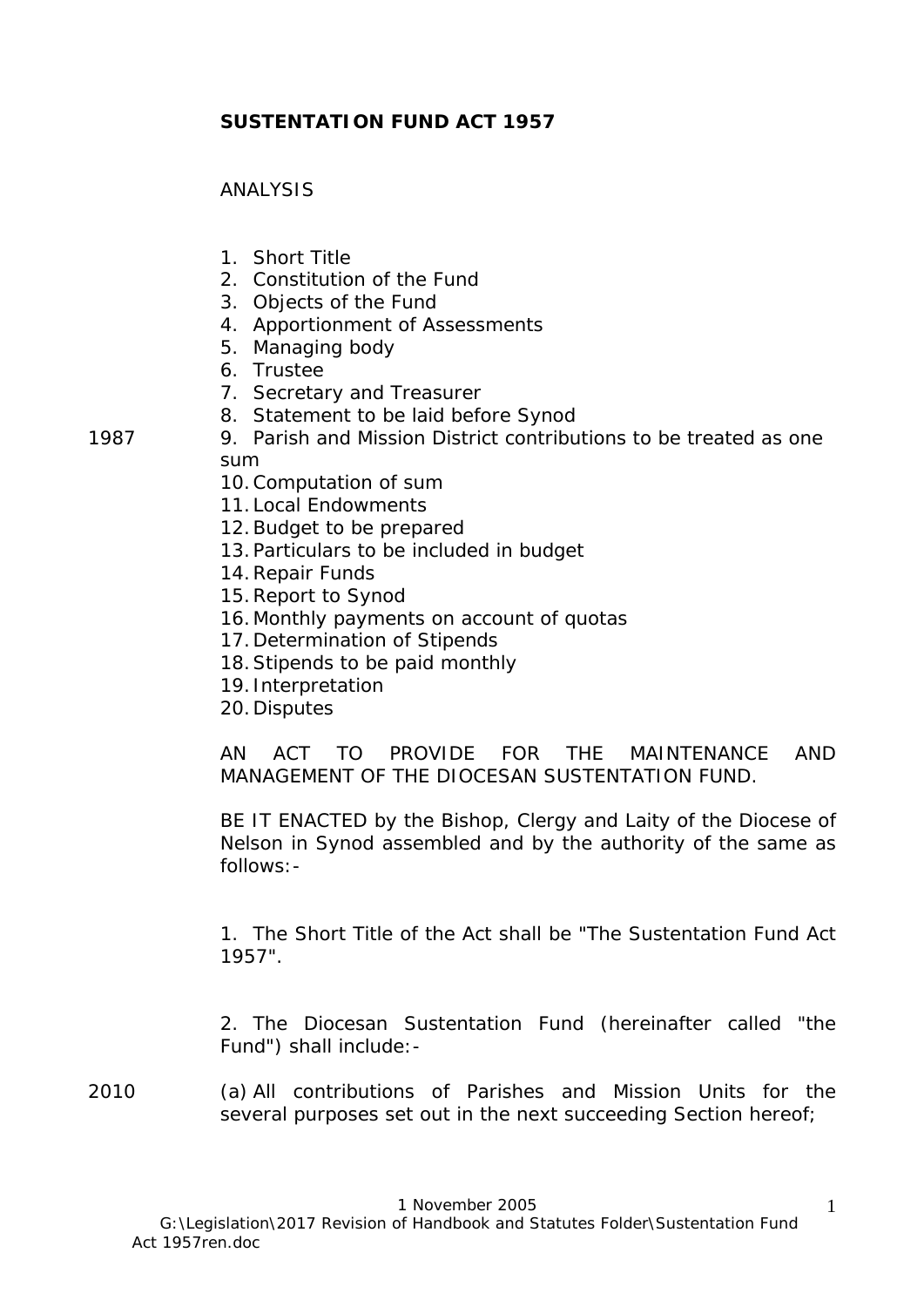# SUSTENTATION FUND ACT 1957

ANALYSIS

1. Short Title
2. Constitution of the Fund
3. Objects of the Fund
4. Apportionment of Assessments
5. Managing body
6. Trustee
7. Secretary and Treasurer
8. Statement to be laid before Synod
9. Parish and Mission District contributions to be treated as one sum (1987)
10. Computation of sum
11. Local Endowments
12. Budget to be prepared
13. Particulars to be included in budget
14. Repair Funds
15. Report to Synod
16. Monthly payments on account of quotas
17. Determination of Stipends
18. Stipends to be paid monthly
19. Interpretation
20. Disputes

AN ACT TO PROVIDE FOR THE MAINTENANCE AND MANAGEMENT OF THE DIOCESAN SUSTENTATION FUND.

BE IT ENACTED by the Bishop, Clergy and Laity of the Diocese of Nelson in Synod assembled and by the authority of the same as follows:-

1. The Short Title of the Act shall be "The Sustentation Fund Act 1957".

2. The Diocesan Sustentation Fund (hereinafter called "the Fund") shall include:-

2010 (a) All contributions of Parishes and Mission Units for the several purposes set out in the next succeeding Section hereof;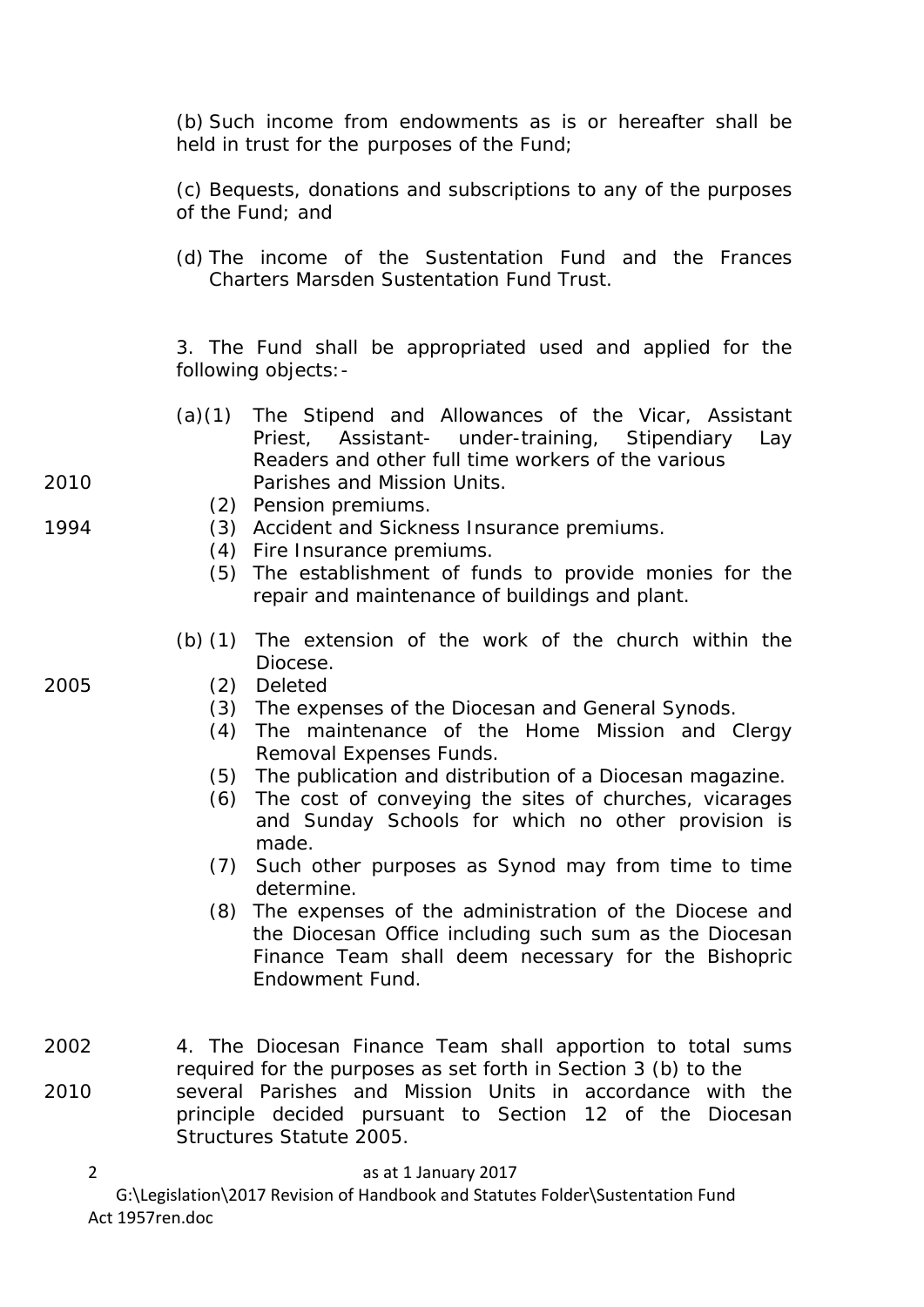(b) Such income from endowments as is or hereafter shall be held in trust for the purposes of the Fund;

(c) Bequests, donations and subscriptions to any of the purposes of the Fund; and

(d) The income of the Sustentation Fund and the Frances Charters Marsden Sustentation Fund Trust.

3. The Fund shall be appropriated used and applied for the following objects:-

(a)(1) The Stipend and Allowances of the Vicar, Assistant Priest, Assistant- under-training, Stipendiary Lay Readers and other full time workers of the various Parishes and Mission Units. *(2010)*

(2) Pension premiums.

(3) Accident and Sickness Insurance premiums. *(1994)*

(4) Fire Insurance premiums.

(5) The establishment of funds to provide monies for the repair and maintenance of buildings and plant.

(b) (1) The extension of the work of the church within the Diocese.

(2) Deleted *(2005)*

(3) The expenses of the Diocesan and General Synods.

(4) The maintenance of the Home Mission and Clergy Removal Expenses Funds.

(5) The publication and distribution of a Diocesan magazine.

(6) The cost of conveying the sites of churches, vicarages and Sunday Schools for which no other provision is made.

(7) Such other purposes as Synod may from time to time determine.

(8) The expenses of the administration of the Diocese and the Diocesan Office including such sum as the Diocesan Finance Team shall deem necessary for the Bishopric Endowment Fund.

*(2002, 2010)* 4. The Diocesan Finance Team shall apportion to total sums required for the purposes as set forth in Section 3 (b) to the several Parishes and Mission Units in accordance with the principle decided pursuant to Section 12 of the Diocesan Structures Statute 2005.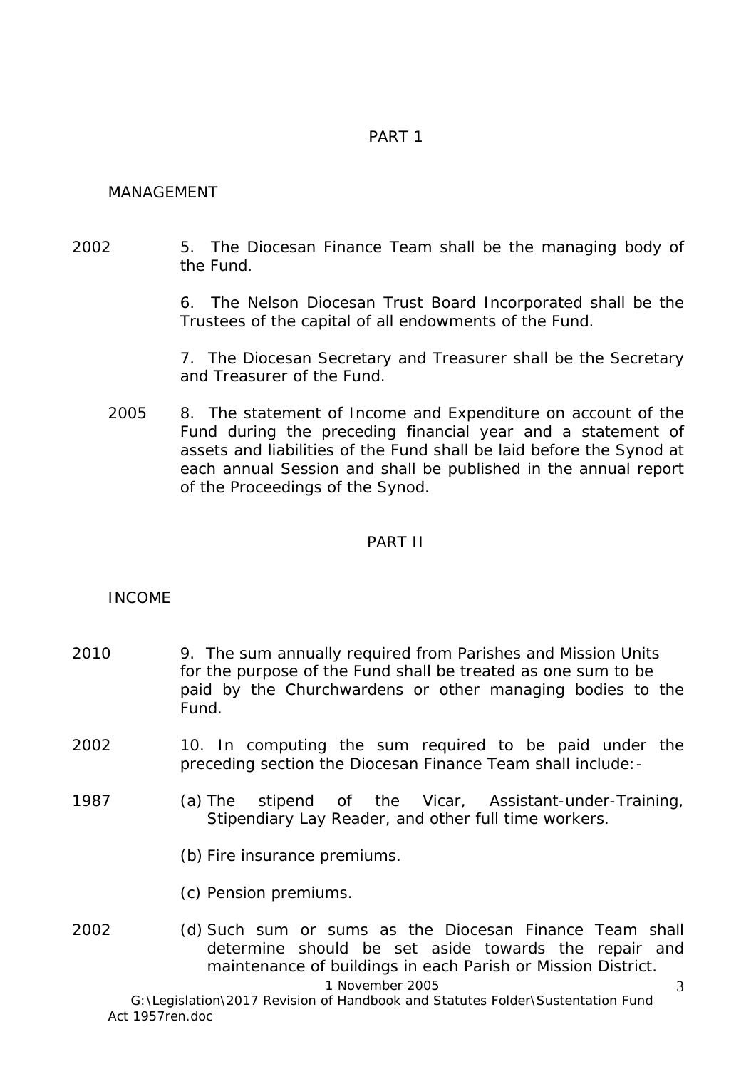## PART 1

### MANAGEMENT

2002 5. The Diocesan Finance Team shall be the managing body of the Fund.

6. The Nelson Diocesan Trust Board Incorporated shall be the Trustees of the capital of all endowments of the Fund.

7. The Diocesan Secretary and Treasurer shall be the Secretary and Treasurer of the Fund.

2005 8. The statement of Income and Expenditure on account of the Fund during the preceding financial year and a statement of assets and liabilities of the Fund shall be laid before the Synod at each annual Session and shall be published in the annual report of the Proceedings of the Synod.

## PART II

### INCOME

2010 9. The sum annually required from Parishes and Mission Units for the purpose of the Fund shall be treated as one sum to be paid by the Churchwardens or other managing bodies to the Fund.

2002 10. In computing the sum required to be paid under the preceding section the Diocesan Finance Team shall include:-

1987 (a) The stipend of the Vicar, Assistant-under-Training, Stipendiary Lay Reader, and other full time workers.

(b) Fire insurance premiums.

(c) Pension premiums.

2002 (d) Such sum or sums as the Diocesan Finance Team shall determine should be set aside towards the repair and maintenance of buildings in each Parish or Mission District.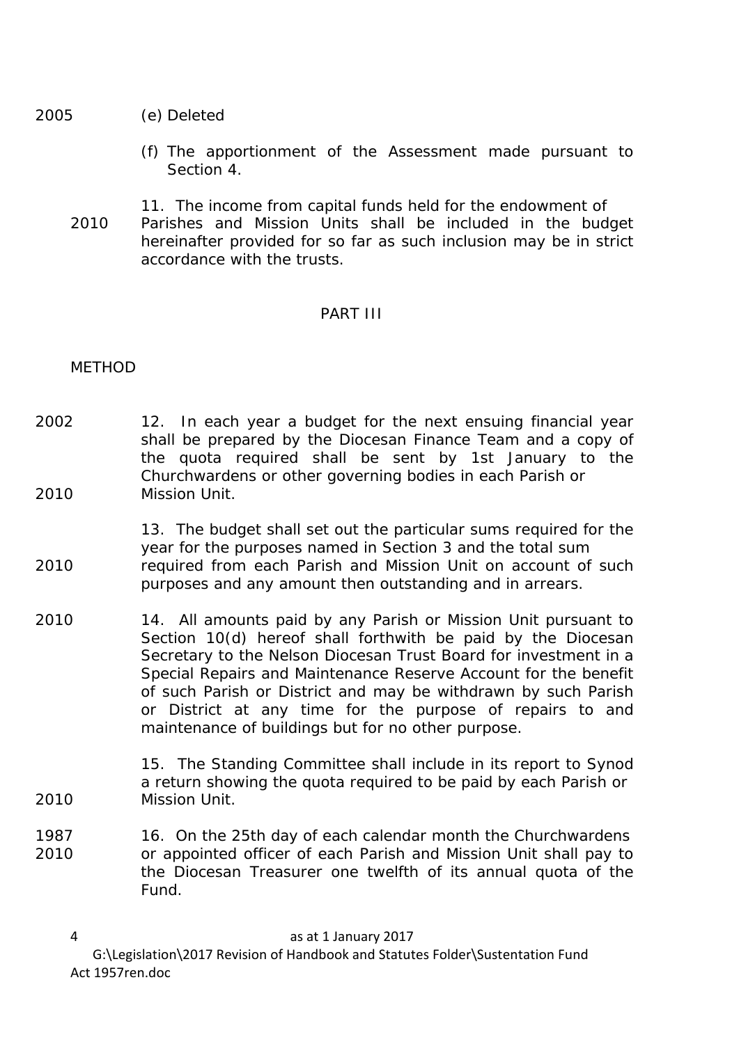2005 (e) Deleted

(f) The apportionment of the Assessment made pursuant to Section 4.

11. The income from capital funds held for the endowment of Parishes and Mission Units shall be included in the budget hereinafter provided for so far as such inclusion may be in strict accordance with the trusts. 2010

## PART III

### METHOD

2002 12. In each year a budget for the next ensuing financial year shall be prepared by the Diocesan Finance Team and a copy of the quota required shall be sent by 1st January to the Churchwardens or other governing bodies in each Parish or Mission Unit. 2010

13. The budget shall set out the particular sums required for the year for the purposes named in Section 3 and the total sum required from each Parish and Mission Unit on account of such purposes and any amount then outstanding and in arrears. 2010

2010 14. All amounts paid by any Parish or Mission Unit pursuant to Section 10(d) hereof shall forthwith be paid by the Diocesan Secretary to the Nelson Diocesan Trust Board for investment in a Special Repairs and Maintenance Reserve Account for the benefit of such Parish or District and may be withdrawn by such Parish or District at any time for the purpose of repairs to and maintenance of buildings but for no other purpose.

15. The Standing Committee shall include in its report to Synod a return showing the quota required to be paid by each Parish or Mission Unit. 2010

1987 2010 16. On the 25th day of each calendar month the Churchwardens or appointed officer of each Parish and Mission Unit shall pay to the Diocesan Treasurer one twelfth of its annual quota of the Fund.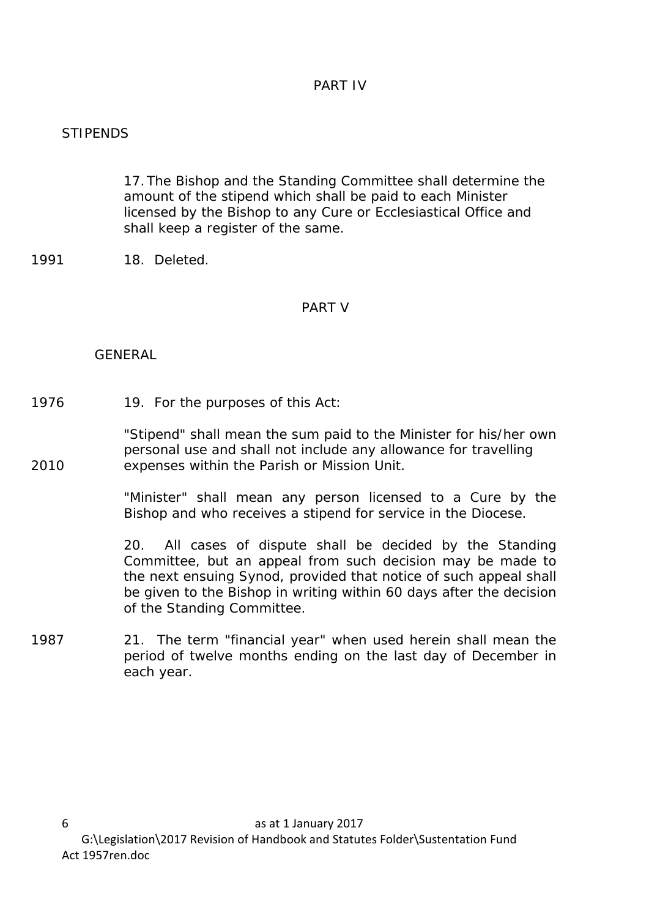## PART IV

### STIPENDS

17. The Bishop and the Standing Committee shall determine the amount of the stipend which shall be paid to each Minister licensed by the Bishop to any Cure or Ecclesiastical Office and shall keep a register of the same.

1991 18. Deleted.

## PART V

### GENERAL

1976 19. For the purposes of this Act:

"Stipend" shall mean the sum paid to the Minister for his/her own personal use and shall not include any allowance for travelling expenses within the Parish or Mission Unit. 2010

"Minister" shall mean any person licensed to a Cure by the Bishop and who receives a stipend for service in the Diocese.

20. All cases of dispute shall be decided by the Standing Committee, but an appeal from such decision may be made to the next ensuing Synod, provided that notice of such appeal shall be given to the Bishop in writing within 60 days after the decision of the Standing Committee.

1987 21. The term "financial year" when used herein shall mean the period of twelve months ending on the last day of December in each year.